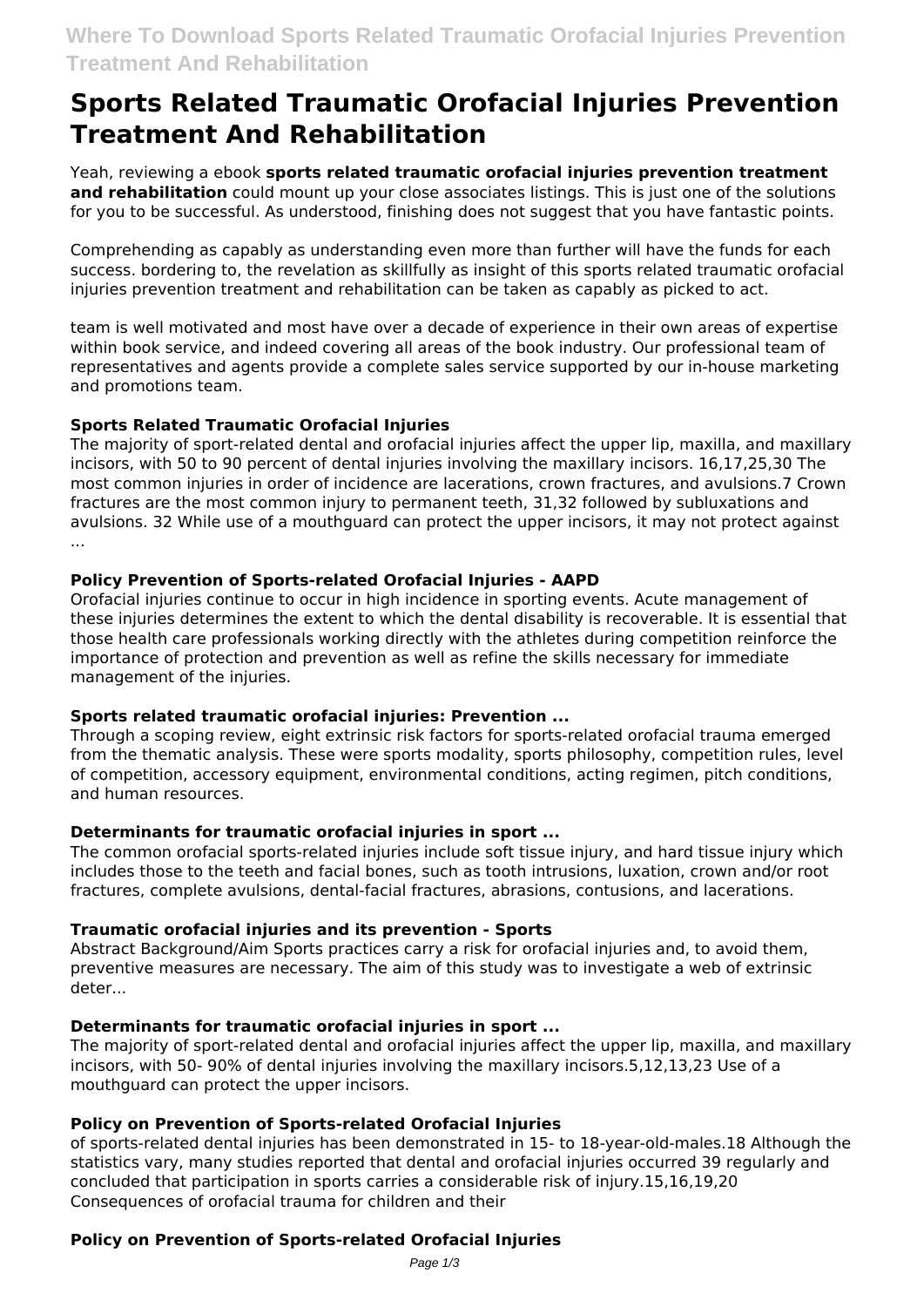# Sports Related Traumatic Orofacial Injuries Prevention Treatment And Rehabilitation

Yeah, reviewing a ebook **sports related traumatic orofacial injuries prevention treatment and rehabilitation** could mount up your close associates listings. This is just one of the solutions for you to be successful. As understood, finishing does not suggest that you have fantastic points.

Comprehending as capably as understanding even more than further will have the funds for each success. bordering to, the revelation as skillfully as insight of this sports related traumatic orofacial injuries prevention treatment and rehabilitation can be taken as capably as picked to act.

team is well motivated and most have over a decade of experience in their own areas of expertise within book service, and indeed covering all areas of the book industry. Our professional team of representatives and agents provide a complete sales service supported by our in-house marketing and promotions team.

### Sports Related Traumatic Orofacial Injuries

The majority of sport-related dental and orofacial injuries affect the upper lip, maxilla, and maxillary incisors, with 50 to 90 percent of dental injuries involving the maxillary incisors. 16,17,25,30 The most common injuries in order of incidence are lacerations, crown fractures, and avulsions.7 Crown fractures are the most common injury to permanent teeth, 31,32 followed by subluxations and avulsions. 32 While use of a mouthguard can protect the upper incisors, it may not protect against ...

### Policy Prevention of Sports-related Orofacial Injuries - AAPD

Orofacial injuries continue to occur in high incidence in sporting events. Acute management of these injuries determines the extent to which the dental disability is recoverable. It is essential that those health care professionals working directly with the athletes during competition reinforce the importance of protection and prevention as well as refine the skills necessary for immediate management of the injuries.

### Sports related traumatic orofacial injuries: Prevention ...

Through a scoping review, eight extrinsic risk factors for sports-related orofacial trauma emerged from the thematic analysis. These were sports modality, sports philosophy, competition rules, level of competition, accessory equipment, environmental conditions, acting regimen, pitch conditions, and human resources.

### Determinants for traumatic orofacial injuries in sport ...

The common orofacial sports-related injuries include soft tissue injury, and hard tissue injury which includes those to the teeth and facial bones, such as tooth intrusions, luxation, crown and/or root fractures, complete avulsions, dental-facial fractures, abrasions, contusions, and lacerations.

### Traumatic orofacial injuries and its prevention - Sports

Abstract Background/Aim Sports practices carry a risk for orofacial injuries and, to avoid them, preventive measures are necessary. The aim of this study was to investigate a web of extrinsic deter...

### Determinants for traumatic orofacial injuries in sport ...

The majority of sport-related dental and orofacial injuries affect the upper lip, maxilla, and maxillary incisors, with 50- 90% of dental injuries involving the maxillary incisors.5,12,13,23 Use of a mouthguard can protect the upper incisors.

### Policy on Prevention of Sports-related Orofacial Injuries

of sports-related dental injuries has been demonstrated in 15- to 18-year-old-males.18 Although the statistics vary, many studies reported that dental and orofacial injuries occurred 39 regularly and concluded that participation in sports carries a considerable risk of injury.15,16,19,20 Consequences of orofacial trauma for children and their

### Policy on Prevention of Sports-related Orofacial Injuries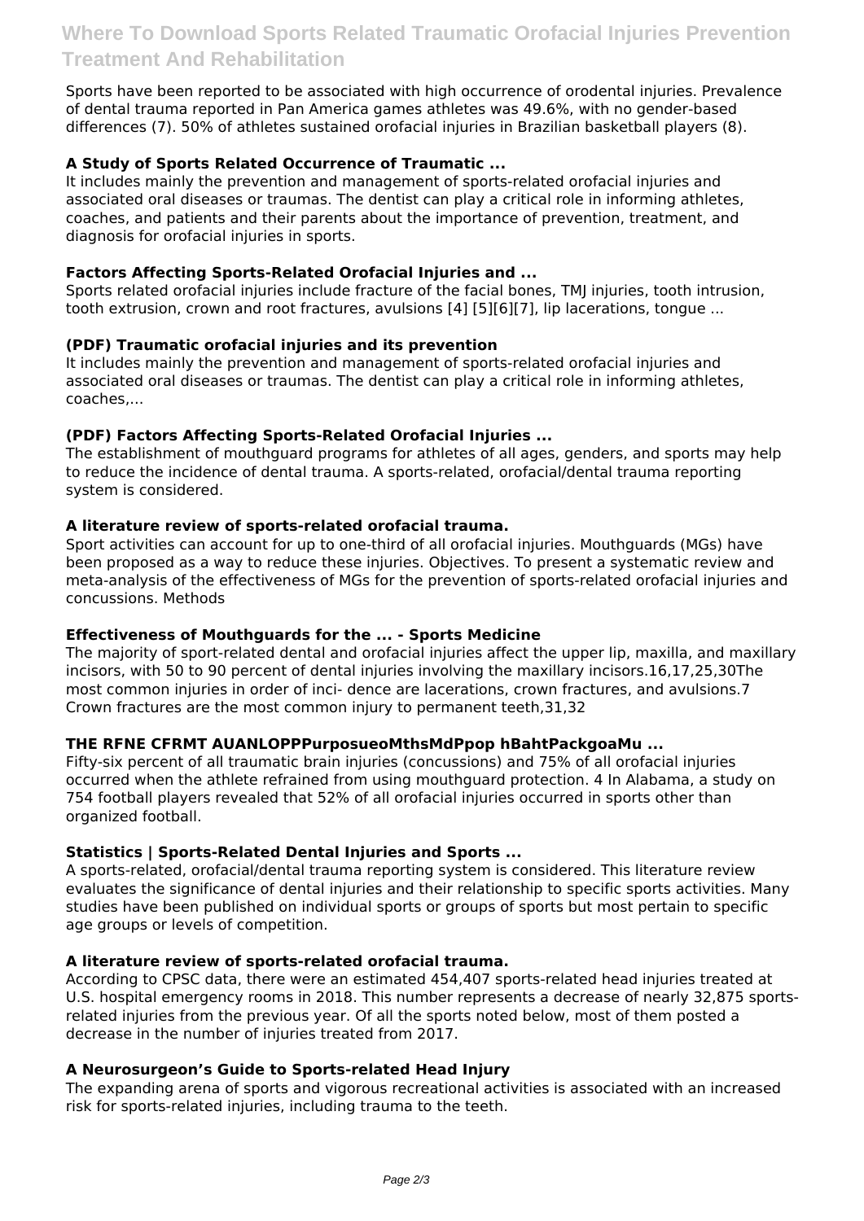Sports have been reported to be associated with high occurrence of orodental injuries. Prevalence of dental trauma reported in Pan America games athletes was 49.6%, with no gender-based differences (7). 50% of athletes sustained orofacial injuries in Brazilian basketball players (8).

### A Study of Sports Related Occurrence of Traumatic ...

It includes mainly the prevention and management of sports-related orofacial injuries and associated oral diseases or traumas. The dentist can play a critical role in informing athletes, coaches, and patients and their parents about the importance of prevention, treatment, and diagnosis for orofacial injuries in sports.

### Factors Affecting Sports-Related Orofacial Injuries and ...

Sports related orofacial injuries include fracture of the facial bones, TMJ injuries, tooth intrusion, tooth extrusion, crown and root fractures, avulsions [4] [5][6][7], lip lacerations, tongue ...

### (PDF) Traumatic orofacial injuries and its prevention

It includes mainly the prevention and management of sports-related orofacial injuries and associated oral diseases or traumas. The dentist can play a critical role in informing athletes, coaches,...

### (PDF) Factors Affecting Sports-Related Orofacial Injuries ...

The establishment of mouthguard programs for athletes of all ages, genders, and sports may help to reduce the incidence of dental trauma. A sports-related, orofacial/dental trauma reporting system is considered.

### A literature review of sports-related orofacial trauma.

Sport activities can account for up to one-third of all orofacial injuries. Mouthguards (MGs) have been proposed as a way to reduce these injuries. Objectives. To present a systematic review and meta-analysis of the effectiveness of MGs for the prevention of sports-related orofacial injuries and concussions. Methods

### Effectiveness of Mouthguards for the ... - Sports Medicine

The majority of sport-related dental and orofacial injuries affect the upper lip, maxilla, and maxillary incisors, with 50 to 90 percent of dental injuries involving the maxillary incisors.16,17,25,30The most common injuries in order of inci- dence are lacerations, crown fractures, and avulsions.7 Crown fractures are the most common injury to permanent teeth,31,32

### THE RFNE CFRMT AUANLOPPPurposueoMthsMdPpop hBahtPackgoaMu ...

Fifty-six percent of all traumatic brain injuries (concussions) and 75% of all orofacial injuries occurred when the athlete refrained from using mouthguard protection. 4 In Alabama, a study on 754 football players revealed that 52% of all orofacial injuries occurred in sports other than organized football.

### Statistics | Sports-Related Dental Injuries and Sports ...

A sports-related, orofacial/dental trauma reporting system is considered. This literature review evaluates the significance of dental injuries and their relationship to specific sports activities. Many studies have been published on individual sports or groups of sports but most pertain to specific age groups or levels of competition.

### A literature review of sports-related orofacial trauma.

According to CPSC data, there were an estimated 454,407 sports-related head injuries treated at U.S. hospital emergency rooms in 2018. This number represents a decrease of nearly 32,875 sports-related injuries from the previous year. Of all the sports noted below, most of them posted a decrease in the number of injuries treated from 2017.

### A Neurosurgeon's Guide to Sports-related Head Injury

The expanding arena of sports and vigorous recreational activities is associated with an increased risk for sports-related injuries, including trauma to the teeth.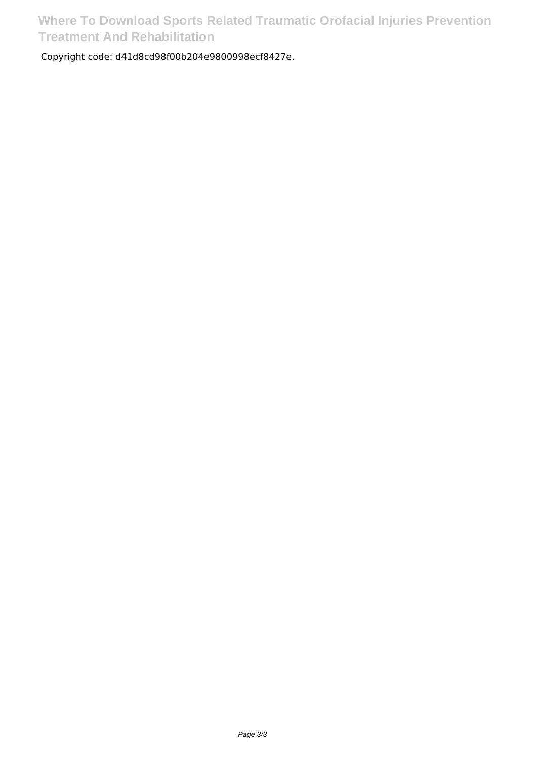Copyright code: d41d8cd98f00b204e9800998ecf8427e.